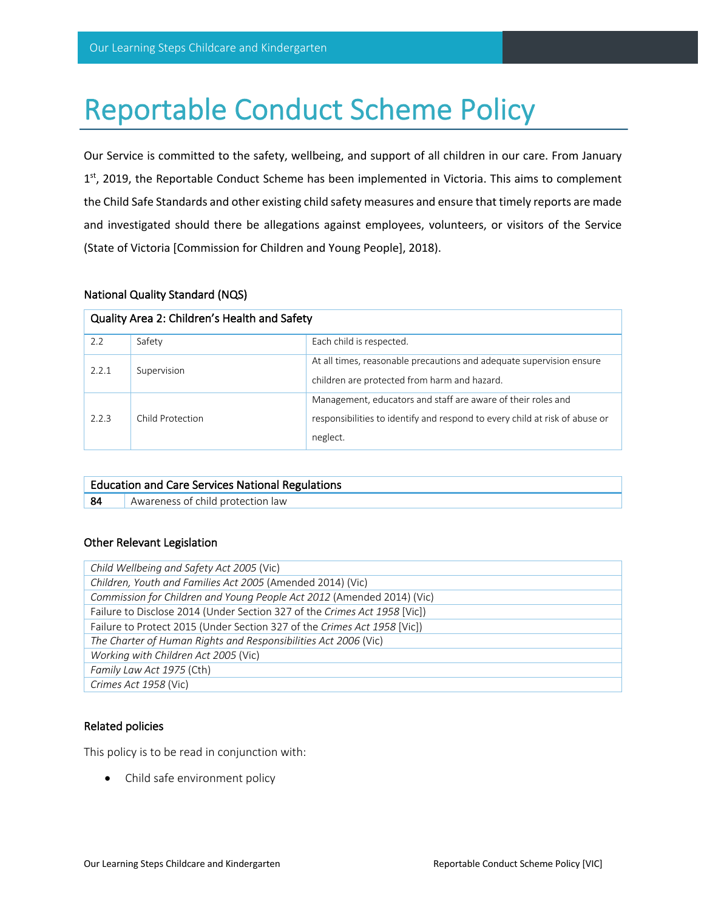# Reportable Conduct Scheme Policy

Our Service is committed to the safety, wellbeing, and support of all children in our care. From January 1st, 2019, the Reportable Conduct Scheme has been implemented in Victoria. This aims to complement the Child Safe Standards and other existing child safety measures and ensure that timely reports are made and investigated should there be allegations against employees, volunteers, or visitors of the Service (State of Victoria [Commission for Children and Young People], 2018).

### National Quality Standard (NQS)

| Quality Area 2: Children's Health and Safety | | |
|---|---|---|
| 2.2 | Safety | Each child is respected. |
| 2.2.1 | Supervision | At all times, reasonable precautions and adequate supervision ensure children are protected from harm and hazard. |
| 2.2.3 | Child Protection | Management, educators and staff are aware of their roles and responsibilities to identify and respond to every child at risk of abuse or neglect. |

| Education and Care Services National Regulations | |
|---|---|
| **84** | Awareness of child protection law |

### Other Relevant Legislation

| |
|---|
| *Child Wellbeing and Safety Act 2005* (Vic) |
| *Children, Youth and Families Act 2005* (Amended 2014) (Vic) |
| *Commission for Children and Young People Act 2012* (Amended 2014) (Vic) |
| Failure to Disclose 2014 (Under Section 327 of the *Crimes Act 1958* [Vic]) |
| Failure to Protect 2015 (Under Section 327 of the *Crimes Act 1958* [Vic]) |
| *The Charter of Human Rights and Responsibilities Act 2006* (Vic) |
| *Working with Children Act 2005* (Vic) |
| *Family Law Act 1975* (Cth) |
| *Crimes Act 1958* (Vic) |

### Related policies

This policy is to be read in conjunction with:

- Child safe environment policy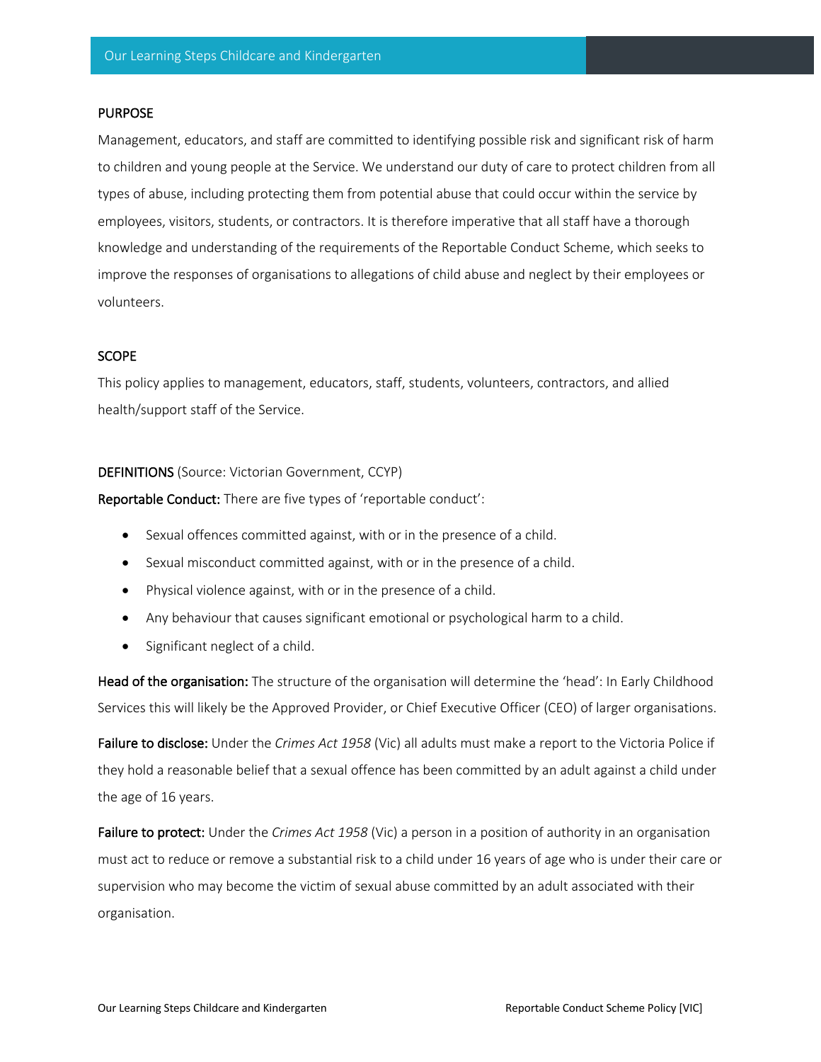## PURPOSE

Management, educators, and staff are committed to identifying possible risk and significant risk of harm to children and young people at the Service. We understand our duty of care to protect children from all types of abuse, including protecting them from potential abuse that could occur within the service by employees, visitors, students, or contractors. It is therefore imperative that all staff have a thorough knowledge and understanding of the requirements of the Reportable Conduct Scheme, which seeks to improve the responses of organisations to allegations of child abuse and neglect by their employees or volunteers.

## SCOPE

This policy applies to management, educators, staff, students, volunteers, contractors, and allied health/support staff of the Service.

## DEFINITIONS (Source: Victorian Government, CCYP)

**Reportable Conduct:** There are five types of 'reportable conduct':

- Sexual offences committed against, with or in the presence of a child.
- Sexual misconduct committed against, with or in the presence of a child.
- Physical violence against, with or in the presence of a child.
- Any behaviour that causes significant emotional or psychological harm to a child.
- Significant neglect of a child.

**Head of the organisation:** The structure of the organisation will determine the 'head': In Early Childhood Services this will likely be the Approved Provider, or Chief Executive Officer (CEO) of larger organisations.

**Failure to disclose:** Under the *Crimes Act 1958* (Vic) all adults must make a report to the Victoria Police if they hold a reasonable belief that a sexual offence has been committed by an adult against a child under the age of 16 years.

**Failure to protect:** Under the *Crimes Act 1958* (Vic) a person in a position of authority in an organisation must act to reduce or remove a substantial risk to a child under 16 years of age who is under their care or supervision who may become the victim of sexual abuse committed by an adult associated with their organisation.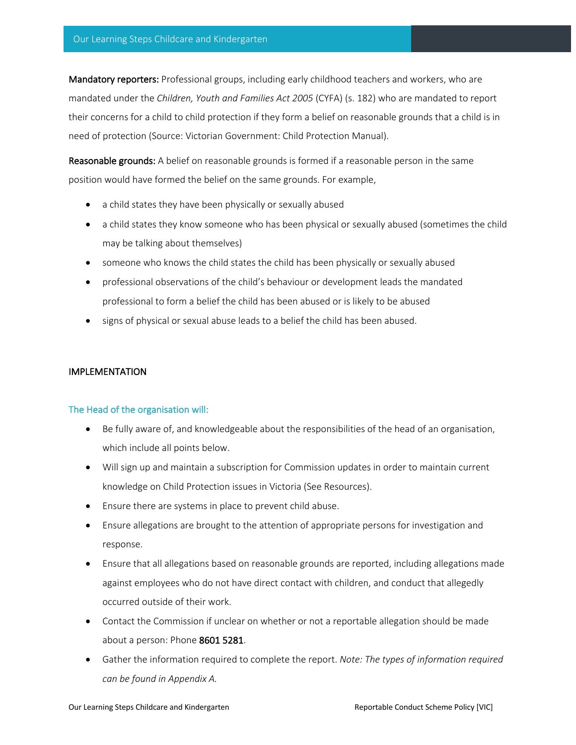**Mandatory reporters:** Professional groups, including early childhood teachers and workers, who are mandated under the *Children, Youth and Families Act 2005* (CYFA) (s. 182) who are mandated to report their concerns for a child to child protection if they form a belief on reasonable grounds that a child is in need of protection (Source: Victorian Government: Child Protection Manual).

**Reasonable grounds:** A belief on reasonable grounds is formed if a reasonable person in the same position would have formed the belief on the same grounds. For example,

- a child states they have been physically or sexually abused
- a child states they know someone who has been physical or sexually abused (sometimes the child may be talking about themselves)
- someone who knows the child states the child has been physically or sexually abused
- professional observations of the child's behaviour or development leads the mandated professional to form a belief the child has been abused or is likely to be abused
- signs of physical or sexual abuse leads to a belief the child has been abused.

## IMPLEMENTATION

### The Head of the organisation will:

- Be fully aware of, and knowledgeable about the responsibilities of the head of an organisation, which include all points below.
- Will sign up and maintain a subscription for Commission updates in order to maintain current knowledge on Child Protection issues in Victoria (See Resources).
- Ensure there are systems in place to prevent child abuse.
- Ensure allegations are brought to the attention of appropriate persons for investigation and response.
- Ensure that all allegations based on reasonable grounds are reported, including allegations made against employees who do not have direct contact with children, and conduct that allegedly occurred outside of their work.
- Contact the Commission if unclear on whether or not a reportable allegation should be made about a person: Phone **8601 5281**.
- Gather the information required to complete the report. *Note: The types of information required can be found in Appendix A.*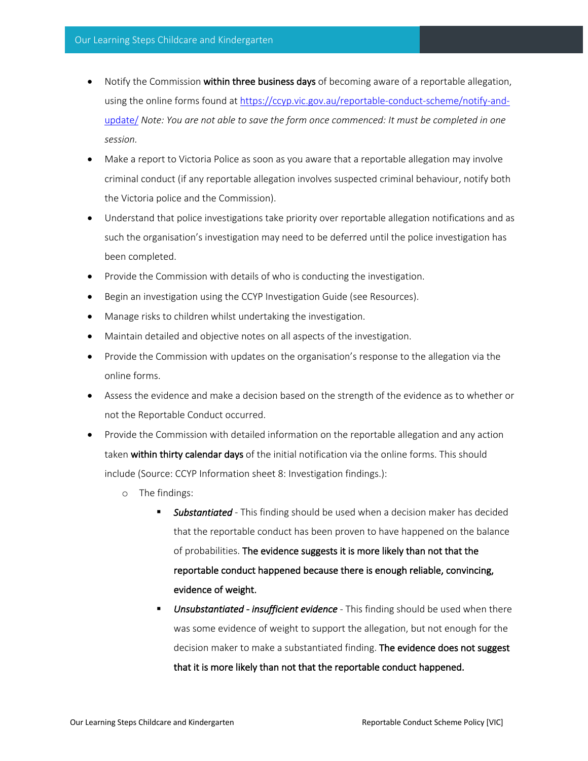- Notify the Commission **within three business days** of becoming aware of a reportable allegation, using the online forms found at [https://ccyp.vic.gov.au/reportable-conduct-scheme/notify-and-update/](https://ccyp.vic.gov.au/reportable-conduct-scheme/notify-and-update/) *Note: You are not able to save the form once commenced: It must be completed in one session.*
- Make a report to Victoria Police as soon as you aware that a reportable allegation may involve criminal conduct (if any reportable allegation involves suspected criminal behaviour, notify both the Victoria police and the Commission).
- Understand that police investigations take priority over reportable allegation notifications and as such the organisation's investigation may need to be deferred until the police investigation has been completed.
- Provide the Commission with details of who is conducting the investigation.
- Begin an investigation using the CCYP Investigation Guide (see Resources).
- Manage risks to children whilst undertaking the investigation.
- Maintain detailed and objective notes on all aspects of the investigation.
- Provide the Commission with updates on the organisation's response to the allegation via the online forms.
- Assess the evidence and make a decision based on the strength of the evidence as to whether or not the Reportable Conduct occurred.
- Provide the Commission with detailed information on the reportable allegation and any action taken **within thirty calendar days** of the initial notification via the online forms. This should include (Source: CCYP Information sheet 8: Investigation findings.):
  - The findings:
    - *Substantiated* - This finding should be used when a decision maker has decided that the reportable conduct has been proven to have happened on the balance of probabilities. **The evidence suggests it is more likely than not that the reportable conduct happened because there is enough reliable, convincing, evidence of weight.**
    - *Unsubstantiated - insufficient evidence* - This finding should be used when there was some evidence of weight to support the allegation, but not enough for the decision maker to make a substantiated finding. **The evidence does not suggest that it is more likely than not that the reportable conduct happened.**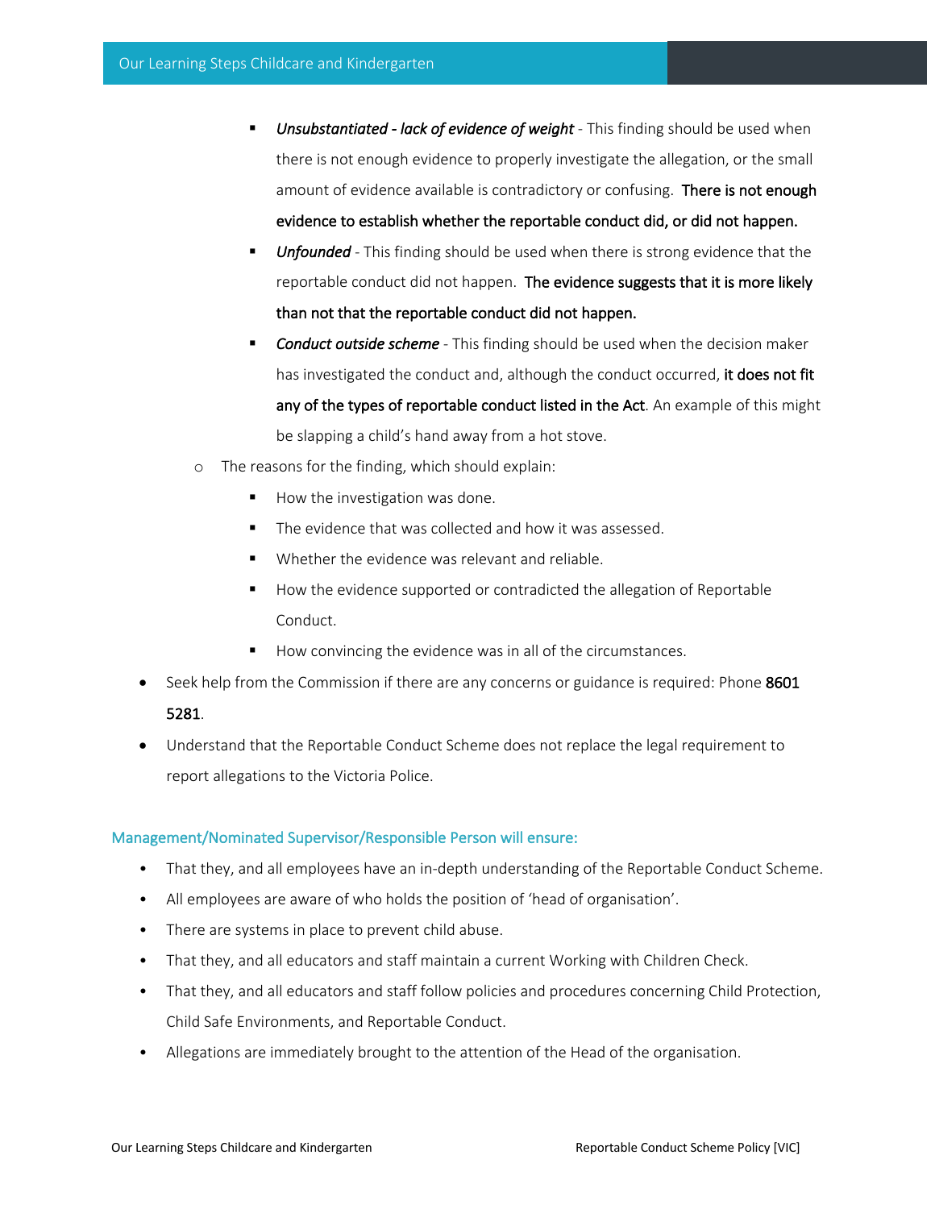- ***Unsubstantiated - lack of evidence of weight*** - This finding should be used when there is not enough evidence to properly investigate the allegation, or the small amount of evidence available is contradictory or confusing. **There is not enough evidence to establish whether the reportable conduct did, or did not happen.**
        - ***Unfounded*** - This finding should be used when there is strong evidence that the reportable conduct did not happen. **The evidence suggests that it is more likely than not that the reportable conduct did not happen.**
        - ***Conduct outside scheme*** - This finding should be used when the decision maker has investigated the conduct and, although the conduct occurred, **it does not fit any of the types of reportable conduct listed in the Act**. An example of this might be slapping a child's hand away from a hot stove.
    - The reasons for the finding, which should explain:
        - How the investigation was done.
        - The evidence that was collected and how it was assessed.
        - Whether the evidence was relevant and reliable.
        - How the evidence supported or contradicted the allegation of Reportable Conduct.
        - How convincing the evidence was in all of the circumstances.
- Seek help from the Commission if there are any concerns or guidance is required: Phone **8601 5281**.
- Understand that the Reportable Conduct Scheme does not replace the legal requirement to report allegations to the Victoria Police.

### Management/Nominated Supervisor/Responsible Person will ensure:

- That they, and all employees have an in-depth understanding of the Reportable Conduct Scheme.
- All employees are aware of who holds the position of 'head of organisation'.
- There are systems in place to prevent child abuse.
- That they, and all educators and staff maintain a current Working with Children Check.
- That they, and all educators and staff follow policies and procedures concerning Child Protection, Child Safe Environments, and Reportable Conduct.
- Allegations are immediately brought to the attention of the Head of the organisation.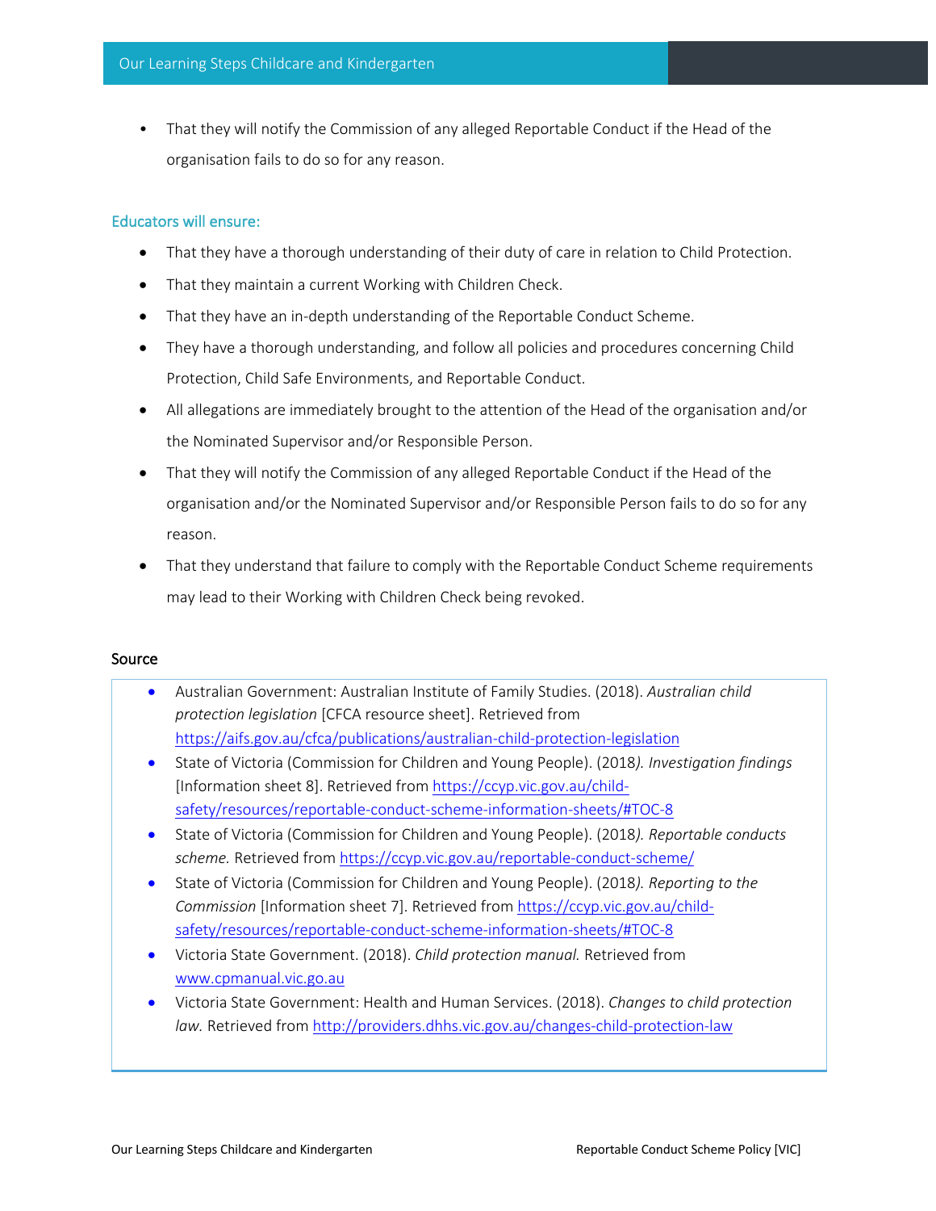- That they will notify the Commission of any alleged Reportable Conduct if the Head of the organisation fails to do so for any reason.

### Educators will ensure:

- That they have a thorough understanding of their duty of care in relation to Child Protection.
- That they maintain a current Working with Children Check.
- That they have an in-depth understanding of the Reportable Conduct Scheme.
- They have a thorough understanding, and follow all policies and procedures concerning Child Protection, Child Safe Environments, and Reportable Conduct.
- All allegations are immediately brought to the attention of the Head of the organisation and/or the Nominated Supervisor and/or Responsible Person.
- That they will notify the Commission of any alleged Reportable Conduct if the Head of the organisation and/or the Nominated Supervisor and/or Responsible Person fails to do so for any reason.
- That they understand that failure to comply with the Reportable Conduct Scheme requirements may lead to their Working with Children Check being revoked.

### Source

- Australian Government: Australian Institute of Family Studies. (2018). *Australian child protection legislation* [CFCA resource sheet]. Retrieved from https://aifs.gov.au/cfca/publications/australian-child-protection-legislation
- State of Victoria (Commission for Children and Young People). (2018*). Investigation findings* [Information sheet 8]. Retrieved from https://ccyp.vic.gov.au/child-safety/resources/reportable-conduct-scheme-information-sheets/#TOC-8
- State of Victoria (Commission for Children and Young People). (2018*). Reportable conducts scheme.* Retrieved from https://ccyp.vic.gov.au/reportable-conduct-scheme/
- State of Victoria (Commission for Children and Young People). (2018*). Reporting to the Commission* [Information sheet 7]. Retrieved from https://ccyp.vic.gov.au/child-safety/resources/reportable-conduct-scheme-information-sheets/#TOC-8
- Victoria State Government. (2018). *Child protection manual.* Retrieved from www.cpmanual.vic.go.au
- Victoria State Government: Health and Human Services. (2018). *Changes to child protection law.* Retrieved from http://providers.dhhs.vic.gov.au/changes-child-protection-law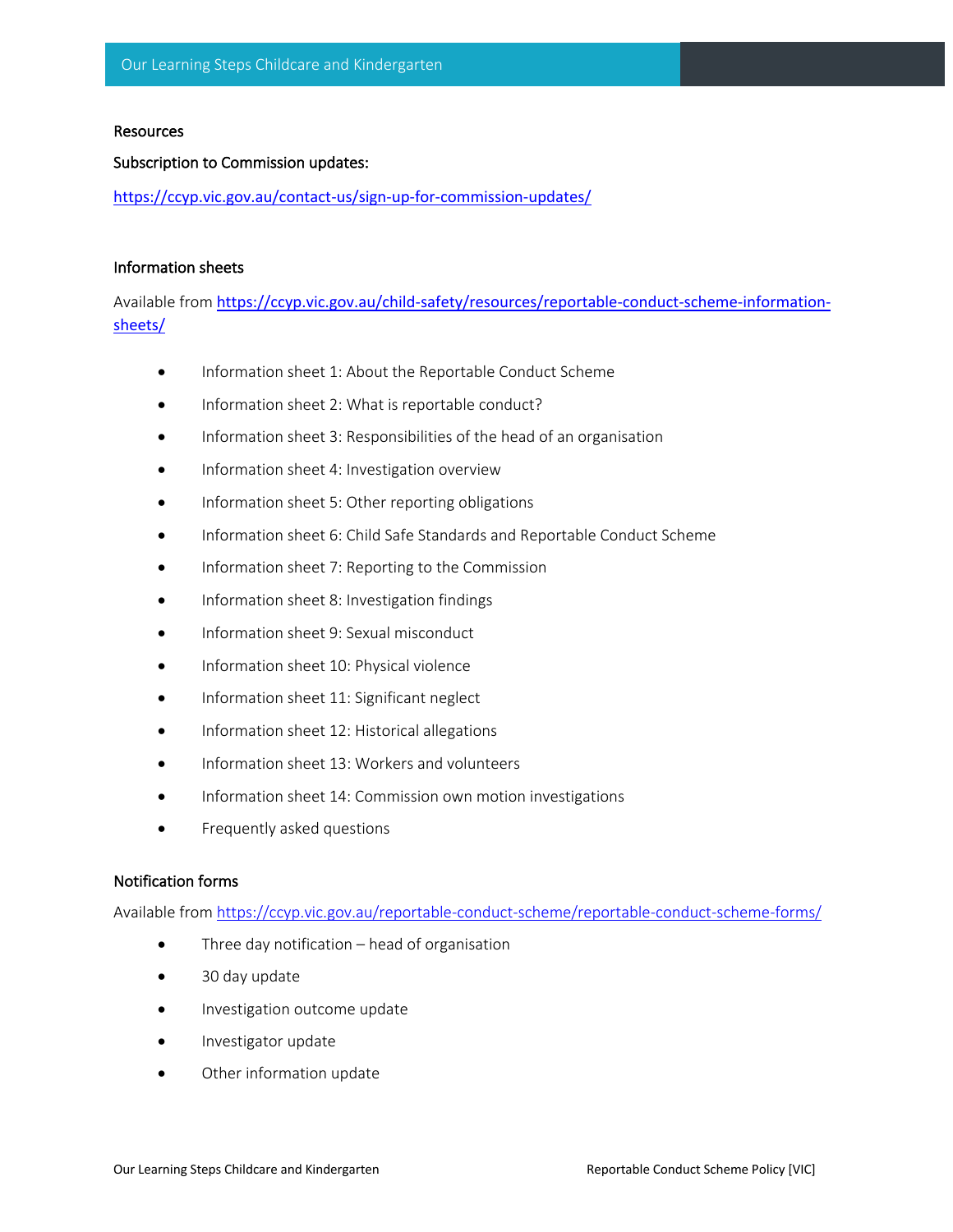## Resources

### Subscription to Commission updates:

https://ccyp.vic.gov.au/contact-us/sign-up-for-commission-updates/

### Information sheets

Available from https://ccyp.vic.gov.au/child-safety/resources/reportable-conduct-scheme-information-sheets/

- Information sheet 1: About the Reportable Conduct Scheme
- Information sheet 2: What is reportable conduct?
- Information sheet 3: Responsibilities of the head of an organisation
- Information sheet 4: Investigation overview
- Information sheet 5: Other reporting obligations
- Information sheet 6: Child Safe Standards and Reportable Conduct Scheme
- Information sheet 7: Reporting to the Commission
- Information sheet 8: Investigation findings
- Information sheet 9: Sexual misconduct
- Information sheet 10: Physical violence
- Information sheet 11: Significant neglect
- Information sheet 12: Historical allegations
- Information sheet 13: Workers and volunteers
- Information sheet 14: Commission own motion investigations
- Frequently asked questions

### Notification forms

Available from https://ccyp.vic.gov.au/reportable-conduct-scheme/reportable-conduct-scheme-forms/

- Three day notification – head of organisation
- 30 day update
- Investigation outcome update
- Investigator update
- Other information update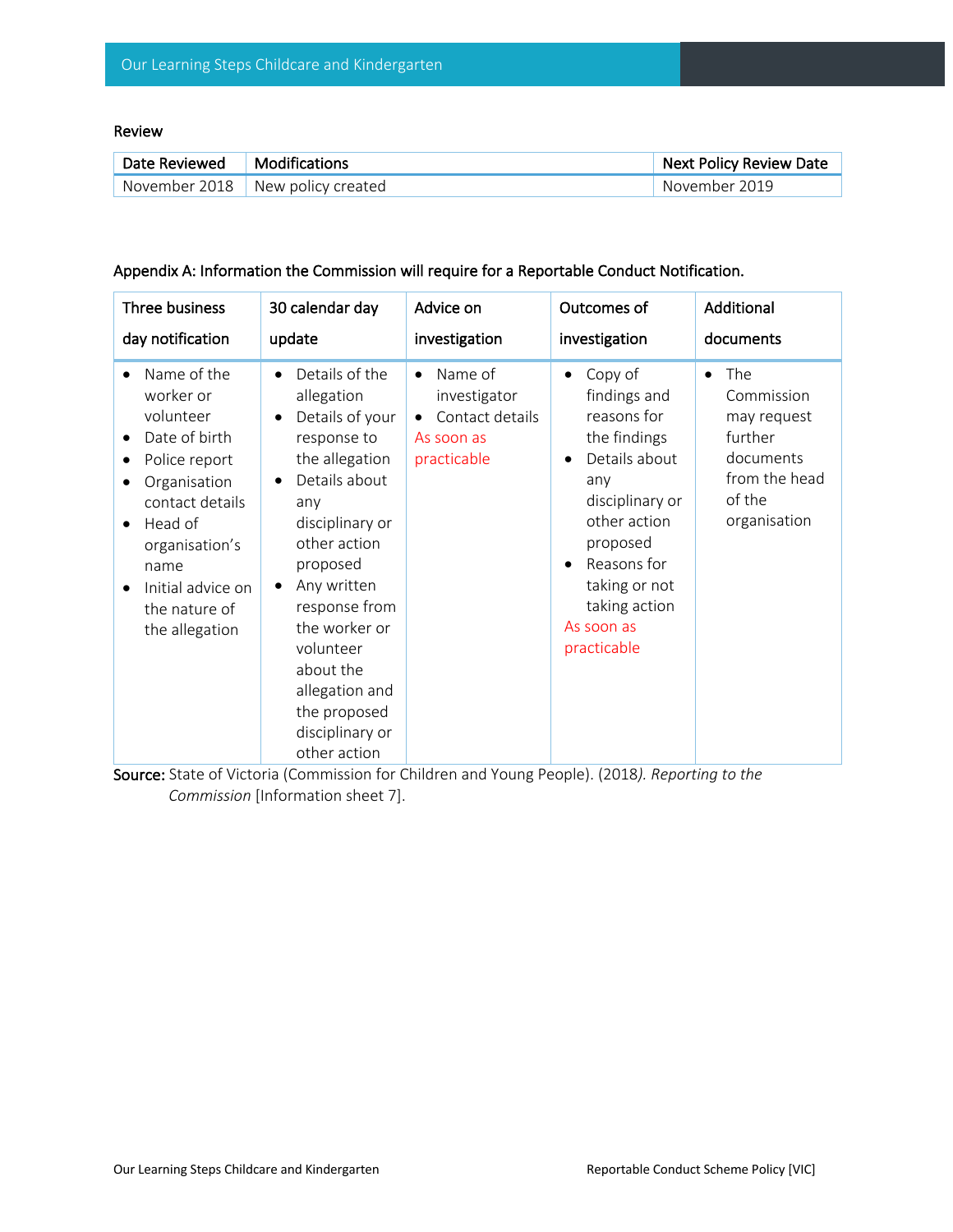**Review**

| Date Reviewed | Modifications | Next Policy Review Date |
|---|---|---|
| November 2018 | New policy created | November 2019 |

**Appendix A: Information the Commission will require for a Reportable Conduct Notification.**

| Three business day notification | 30 calendar day update | Advice on investigation | Outcomes of investigation | Additional documents |
|---|---|---|---|---|
| • Name of the worker or volunteer<br>• Date of birth<br>• Police report<br>• Organisation contact details<br>• Head of organisation's name<br>• Initial advice on the nature of the allegation | • Details of the allegation<br>• Details of your response to the allegation<br>• Details about any disciplinary or other action proposed<br>• Any written response from the worker or volunteer about the allegation and the proposed disciplinary or other action | • Name of investigator<br>• Contact details<br>As soon as practicable | • Copy of findings and reasons for the findings<br>• Details about any disciplinary or other action proposed<br>• Reasons for taking or not taking action<br>As soon as practicable | • The Commission may request further documents from the head of the organisation |

**Source:** State of Victoria (Commission for Children and Young People). (2018). *Reporting to the Commission* [Information sheet 7].